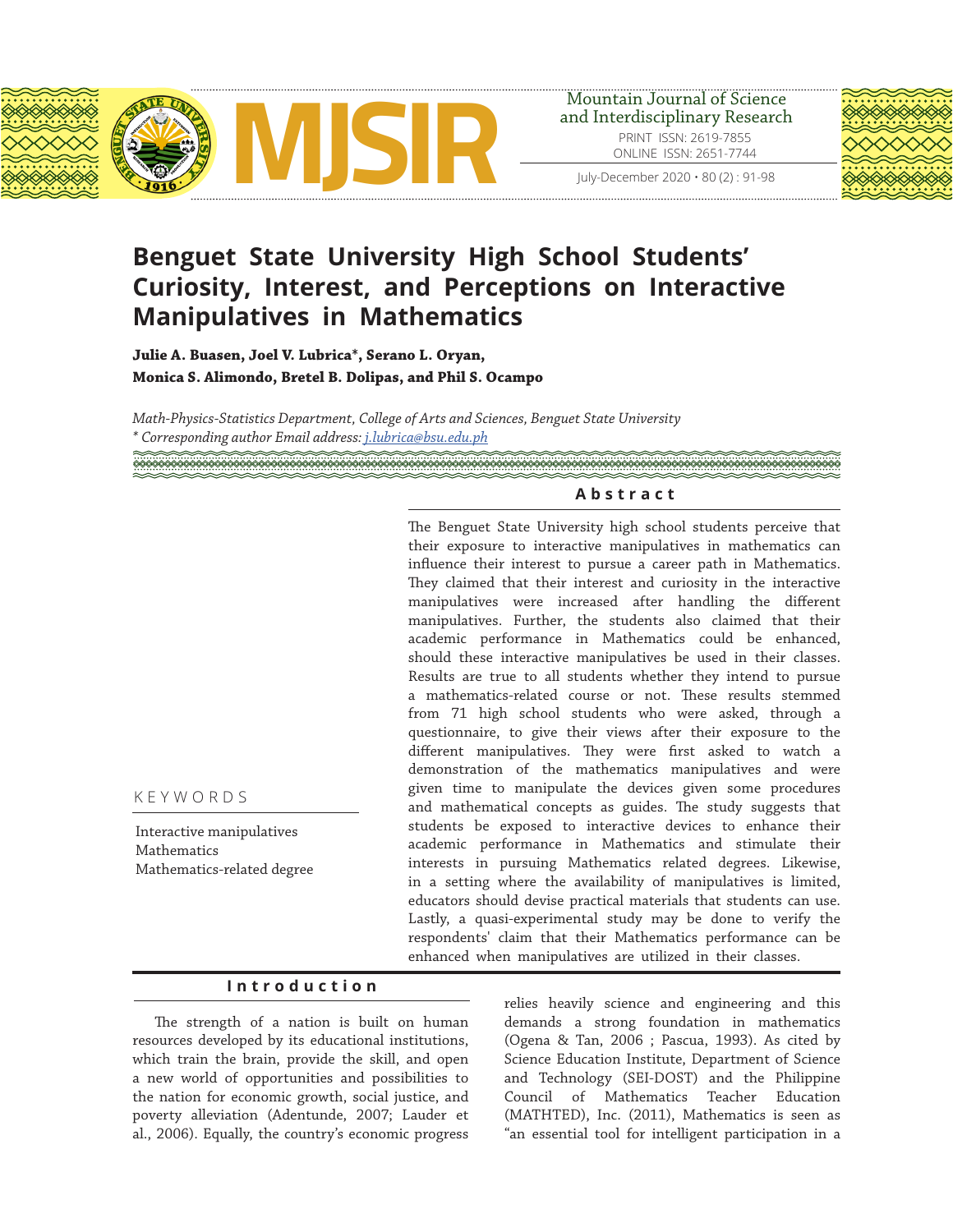# Benguet State University High School Students' Curiosity, Interest, and Perceptions on Interactive Manipulatives in Mathematics

**Julie A. Buasen, Joel V. Lubrica*, Serano L. Oryan, Monica S. Alimondo, Bretel B. Dolipas, and Phil S. Ocampo**

*Math-Physics-Statistics Department, College of Arts and Sciences, Benguet State University*
*\* Corresponding author Email address: j.lubrica@bsu.edu.ph*

## Abstract

The Benguet State University high school students perceive that their exposure to interactive manipulatives in mathematics can influence their interest to pursue a career path in Mathematics. They claimed that their interest and curiosity in the interactive manipulatives were increased after handling the different manipulatives. Further, the students also claimed that their academic performance in Mathematics could be enhanced, should these interactive manipulatives be used in their classes. Results are true to all students whether they intend to pursue a mathematics-related course or not. These results stemmed from 71 high school students who were asked, through a questionnaire, to give their views after their exposure to the different manipulatives. They were first asked to watch a demonstration of the mathematics manipulatives and were given time to manipulate the devices given some procedures and mathematical concepts as guides. The study suggests that students be exposed to interactive devices to enhance their academic performance in Mathematics and stimulate their interests in pursuing Mathematics related degrees. Likewise, in a setting where the availability of manipulatives is limited, educators should devise practical materials that students can use. Lastly, a quasi-experimental study may be done to verify the respondents' claim that their Mathematics performance can be enhanced when manipulatives are utilized in their classes.

## KEYWORDS

Interactive manipulatives
Mathematics
Mathematics-related degree

## Introduction

The strength of a nation is built on human resources developed by its educational institutions, which train the brain, provide the skill, and open a new world of opportunities and possibilities to the nation for economic growth, social justice, and poverty alleviation (Adentunde, 2007; Lauder et al., 2006). Equally, the country's economic progress relies heavily science and engineering and this demands a strong foundation in mathematics (Ogena & Tan, 2006 ; Pascua, 1993). As cited by Science Education Institute, Department of Science and Technology (SEI-DOST) and the Philippine Council of Mathematics Teacher Education (MATHTED), Inc. (2011), Mathematics is seen as "an essential tool for intelligent participation in a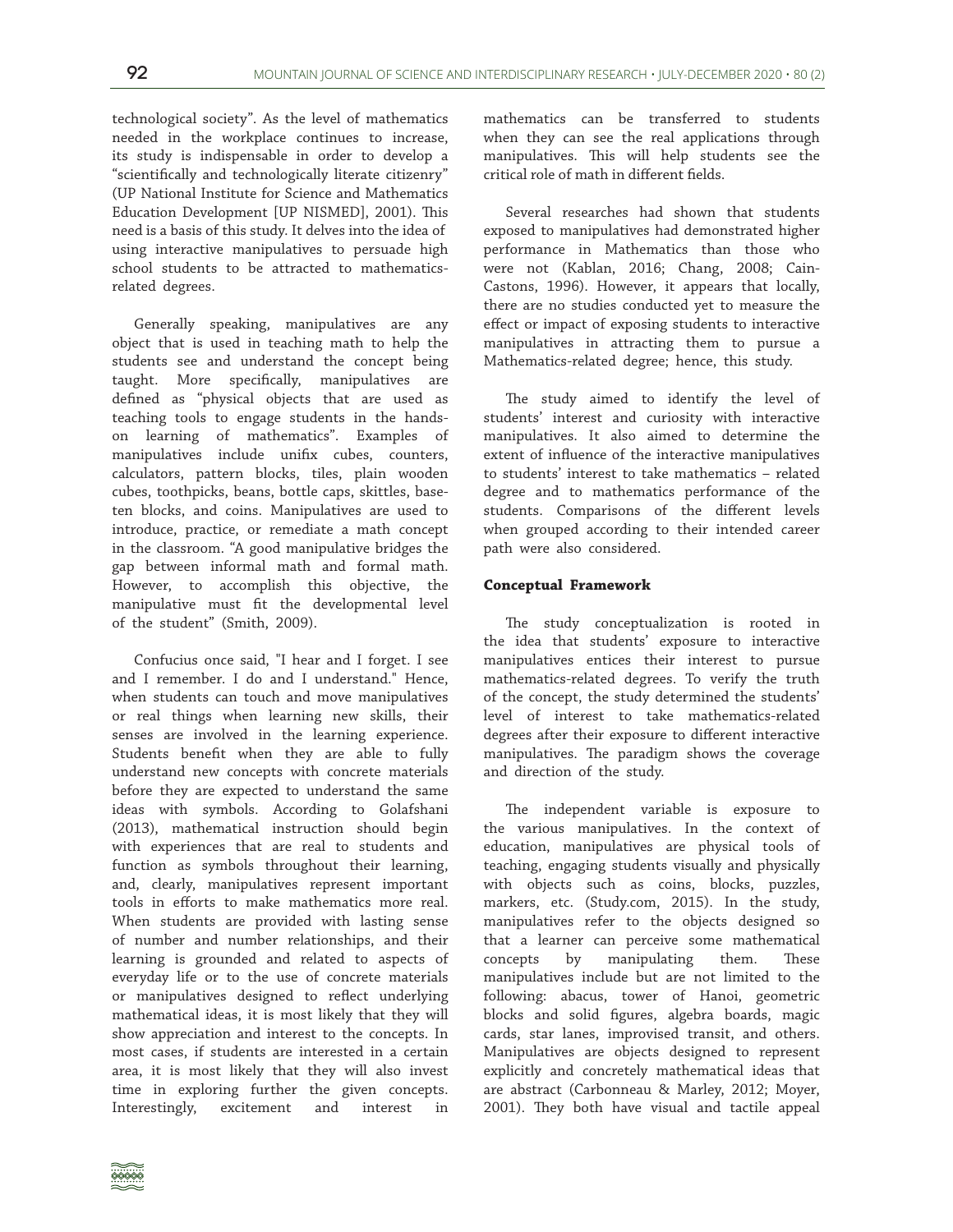technological society". As the level of mathematics needed in the workplace continues to increase, its study is indispensable in order to develop a "scientifically and technologically literate citizenry" (UP National Institute for Science and Mathematics Education Development [UP NISMED], 2001). This need is a basis of this study. It delves into the idea of using interactive manipulatives to persuade high school students to be attracted to mathematics-related degrees.

Generally speaking, manipulatives are any object that is used in teaching math to help the students see and understand the concept being taught. More specifically, manipulatives are defined as "physical objects that are used as teaching tools to engage students in the hands-on learning of mathematics". Examples of manipulatives include unifix cubes, counters, calculators, pattern blocks, tiles, plain wooden cubes, toothpicks, beans, bottle caps, skittles, base-ten blocks, and coins. Manipulatives are used to introduce, practice, or remediate a math concept in the classroom. "A good manipulative bridges the gap between informal math and formal math. However, to accomplish this objective, the manipulative must fit the developmental level of the student" (Smith, 2009).

Confucius once said, "I hear and I forget. I see and I remember. I do and I understand." Hence, when students can touch and move manipulatives or real things when learning new skills, their senses are involved in the learning experience. Students benefit when they are able to fully understand new concepts with concrete materials before they are expected to understand the same ideas with symbols. According to Golafshani (2013), mathematical instruction should begin with experiences that are real to students and function as symbols throughout their learning, and, clearly, manipulatives represent important tools in efforts to make mathematics more real. When students are provided with lasting sense of number and number relationships, and their learning is grounded and related to aspects of everyday life or to the use of concrete materials or manipulatives designed to reflect underlying mathematical ideas, it is most likely that they will show appreciation and interest to the concepts. In most cases, if students are interested in a certain area, it is most likely that they will also invest time in exploring further the given concepts. Interestingly, excitement and interest in mathematics can be transferred to students when they can see the real applications through manipulatives. This will help students see the critical role of math in different fields.

Several researches had shown that students exposed to manipulatives had demonstrated higher performance in Mathematics than those who were not (Kablan, 2016; Chang, 2008; Cain-Castons, 1996). However, it appears that locally, there are no studies conducted yet to measure the effect or impact of exposing students to interactive manipulatives in attracting them to pursue a Mathematics-related degree; hence, this study.

The study aimed to identify the level of students' interest and curiosity with interactive manipulatives. It also aimed to determine the extent of influence of the interactive manipulatives to students' interest to take mathematics – related degree and to mathematics performance of the students. Comparisons of the different levels when grouped according to their intended career path were also considered.

## Conceptual Framework

The study conceptualization is rooted in the idea that students' exposure to interactive manipulatives entices their interest to pursue mathematics-related degrees. To verify the truth of the concept, the study determined the students' level of interest to take mathematics-related degrees after their exposure to different interactive manipulatives. The paradigm shows the coverage and direction of the study.

The independent variable is exposure to the various manipulatives. In the context of education, manipulatives are physical tools of teaching, engaging students visually and physically with objects such as coins, blocks, puzzles, markers, etc. (Study.com, 2015). In the study, manipulatives refer to the objects designed so that a learner can perceive some mathematical concepts by manipulating them. These manipulatives include but are not limited to the following: abacus, tower of Hanoi, geometric blocks and solid figures, algebra boards, magic cards, star lanes, improvised transit, and others. Manipulatives are objects designed to represent explicitly and concretely mathematical ideas that are abstract (Carbonneau & Marley, 2012; Moyer, 2001). They both have visual and tactile appeal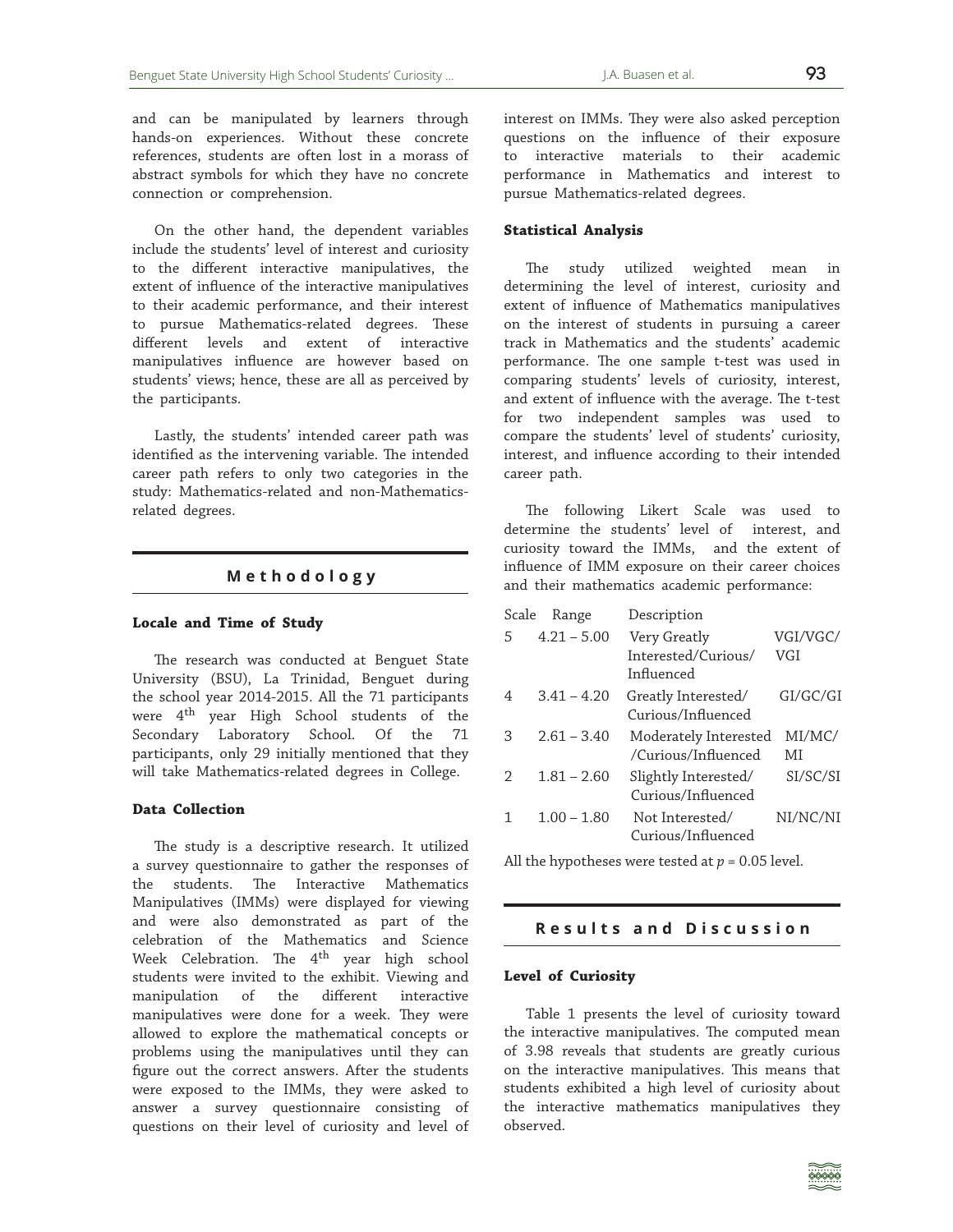and can be manipulated by learners through hands-on experiences. Without these concrete references, students are often lost in a morass of abstract symbols for which they have no concrete connection or comprehension.

On the other hand, the dependent variables include the students' level of interest and curiosity to the different interactive manipulatives, the extent of influence of the interactive manipulatives to their academic performance, and their interest to pursue Mathematics-related degrees. These different levels and extent of interactive manipulatives influence are however based on students' views; hence, these are all as perceived by the participants.

Lastly, the students' intended career path was identified as the intervening variable. The intended career path refers to only two categories in the study: Mathematics-related and non-Mathematics-related degrees.

## Methodology

### Locale and Time of Study

The research was conducted at Benguet State University (BSU), La Trinidad, Benguet during the school year 2014-2015. All the 71 participants were 4th year High School students of the Secondary Laboratory School. Of the 71 participants, only 29 initially mentioned that they will take Mathematics-related degrees in College.

### Data Collection

The study is a descriptive research. It utilized a survey questionnaire to gather the responses of the students. The Interactive Mathematics Manipulatives (IMMs) were displayed for viewing and were also demonstrated as part of the celebration of the Mathematics and Science Week Celebration. The 4th year high school students were invited to the exhibit. Viewing and manipulation of the different interactive manipulatives were done for a week. They were allowed to explore the mathematical concepts or problems using the manipulatives until they can figure out the correct answers. After the students were exposed to the IMMs, they were asked to answer a survey questionnaire consisting of questions on their level of curiosity and level of interest on IMMs. They were also asked perception questions on the influence of their exposure to interactive materials to their academic performance in Mathematics and interest to pursue Mathematics-related degrees.

### Statistical Analysis

The study utilized weighted mean in determining the level of interest, curiosity and extent of influence of Mathematics manipulatives on the interest of students in pursuing a career track in Mathematics and the students' academic performance. The one sample t-test was used in comparing students' levels of curiosity, interest, and extent of influence with the average. The t-test for two independent samples was used to compare the students' level of students' curiosity, interest, and influence according to their intended career path.

The following Likert Scale was used to determine the students' level of interest, and curiosity toward the IMMs, and the extent of influence of IMM exposure on their career choices and their mathematics academic performance:

| Scale | Range | Description | |
|---|---|---|---|
| 5 | 4.21 – 5.00 | Very Greatly Interested/Curious/ Influenced | VGI/VGC/ VGI |
| 4 | 3.41 – 4.20 | Greatly Interested/ Curious/Influenced | GI/GC/GI |
| 3 | 2.61 – 3.40 | Moderately Interested /Curious/Influenced | MI/MC/ MI |
| 2 | 1.81 – 2.60 | Slightly Interested/ Curious/Influenced | SI/SC/SI |
| 1 | 1.00 – 1.80 | Not Interested/ Curious/Influenced | NI/NC/NI |

All the hypotheses were tested at $p = 0.05$ level.

## Results and Discussion

### Level of Curiosity

Table 1 presents the level of curiosity toward the interactive manipulatives. The computed mean of 3.98 reveals that students are greatly curious on the interactive manipulatives. This means that students exhibited a high level of curiosity about the interactive mathematics manipulatives they observed.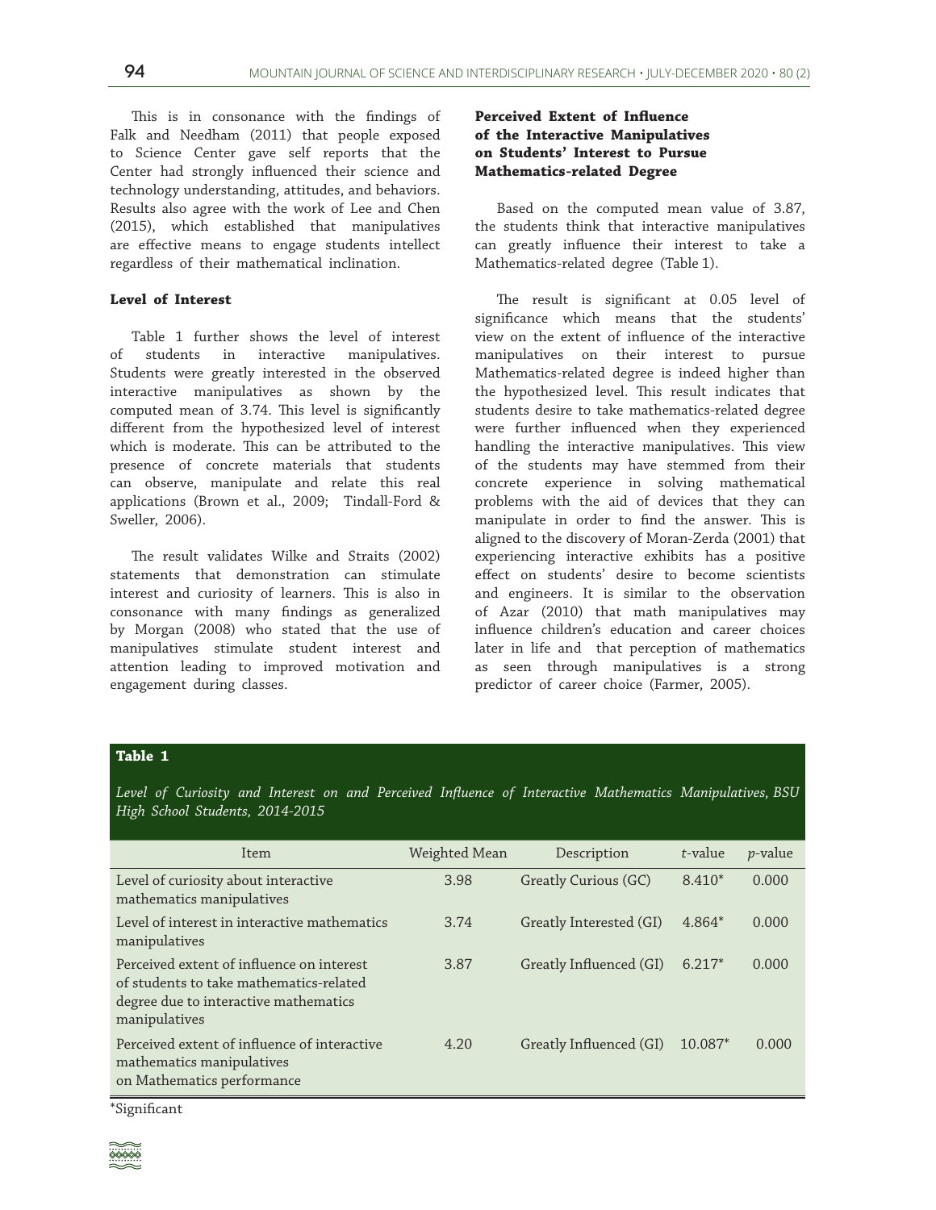This is in consonance with the findings of Falk and Needham (2011) that people exposed to Science Center gave self reports that the Center had strongly influenced their science and technology understanding, attitudes, and behaviors. Results also agree with the work of Lee and Chen (2015), which established that manipulatives are effective means to engage students intellect regardless of their mathematical inclination.

### Level of Interest

Table 1 further shows the level of interest of students in interactive manipulatives. Students were greatly interested in the observed interactive manipulatives as shown by the computed mean of 3.74. This level is significantly different from the hypothesized level of interest which is moderate. This can be attributed to the presence of concrete materials that students can observe, manipulate and relate this real applications (Brown et al., 2009; Tindall-Ford & Sweller, 2006).

The result validates Wilke and Straits (2002) statements that demonstration can stimulate interest and curiosity of learners. This is also in consonance with many findings as generalized by Morgan (2008) who stated that the use of manipulatives stimulate student interest and attention leading to improved motivation and engagement during classes.

### Perceived Extent of Influence of the Interactive Manipulatives on Students' Interest to Pursue Mathematics-related Degree

Based on the computed mean value of 3.87, the students think that interactive manipulatives can greatly influence their interest to take a Mathematics-related degree (Table 1).

The result is significant at 0.05 level of significance which means that the students' view on the extent of influence of the interactive manipulatives on their interest to pursue Mathematics-related degree is indeed higher than the hypothesized level. This result indicates that students desire to take mathematics-related degree were further influenced when they experienced handling the interactive manipulatives. This view of the students may have stemmed from their concrete experience in solving mathematical problems with the aid of devices that they can manipulate in order to find the answer. This is aligned to the discovery of Moran-Zerda (2001) that experiencing interactive exhibits has a positive effect on students' desire to become scientists and engineers. It is similar to the observation of Azar (2010) that math manipulatives may influence children's education and career choices later in life and that perception of mathematics as seen through manipulatives is a strong predictor of career choice (Farmer, 2005).

**Table 1**

*Level of Curiosity and Interest on and Perceived Influence of Interactive Mathematics Manipulatives, BSU High School Students, 2014-2015*

| Item | Weighted Mean | Description | *t*-value | *p*-value |
|---|---|---|---|---|
| Level of curiosity about interactive mathematics manipulatives | 3.98 | Greatly Curious (GC) | 8.410* | 0.000 |
| Level of interest in interactive mathematics manipulatives | 3.74 | Greatly Interested (GI) | 4.864* | 0.000 |
| Perceived extent of influence on interest of students to take mathematics-related degree due to interactive mathematics manipulatives | 3.87 | Greatly Influenced (GI) | 6.217* | 0.000 |
| Perceived extent of influence of interactive mathematics manipulatives on Mathematics performance | 4.20 | Greatly Influenced (GI) | 10.087* | 0.000 |

*Significant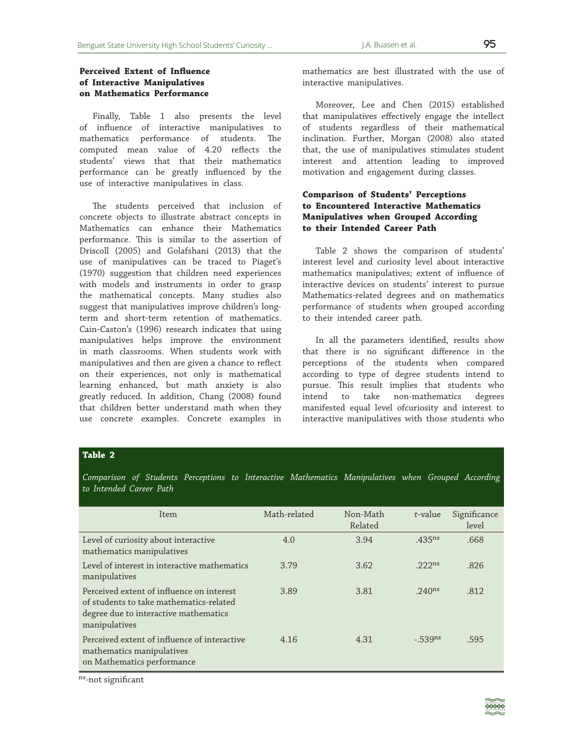### Perceived Extent of Influence of Interactive Manipulatives on Mathematics Performance

Finally, Table 1 also presents the level of influence of interactive manipulatives to mathematics performance of students. The computed mean value of 4.20 reflects the students' views that that their mathematics performance can be greatly influenced by the use of interactive manipulatives in class.

The students perceived that inclusion of concrete objects to illustrate abstract concepts in Mathematics can enhance their Mathematics performance. This is similar to the assertion of Driscoll (2005) and Golafshani (2013) that the use of manipulatives can be traced to Piaget's (1970) suggestion that children need experiences with models and instruments in order to grasp the mathematical concepts. Many studies also suggest that manipulatives improve children's long-term and short-term retention of mathematics. Cain-Caston's (1996) research indicates that using manipulatives helps improve the environment in math classrooms. When students work with manipulatives and then are given a chance to reflect on their experiences, not only is mathematical learning enhanced, but math anxiety is also greatly reduced. In addition, Chang (2008) found that children better understand math when they use concrete examples. Concrete examples in mathematics are best illustrated with the use of interactive manipulatives.

Moreover, Lee and Chen (2015) established that manipulatives effectively engage the intellect of students regardless of their mathematical inclination. Further, Morgan (2008) also stated that, the use of manipulatives stimulates student interest and attention leading to improved motivation and engagement during classes.

### Comparison of Students' Perceptions to Encountered Interactive Mathematics Manipulatives when Grouped According to their Intended Career Path

Table 2 shows the comparison of students' interest level and curiosity level about interactive mathematics manipulatives; extent of influence of interactive devices on students' interest to pursue Mathematics-related degrees and on mathematics performance of students when grouped according to their intended career path.

In all the parameters identified, results show that there is no significant difference in the perceptions of the students when compared according to type of degree students intend to pursue. This result implies that students who intend to take non-mathematics degrees manifested equal level ofcuriosity and interest to interactive manipulatives with those students who

**Table 2**

*Comparison of Students Perceptions to Interactive Mathematics Manipulatives when Grouped According to Intended Career Path*

| Item | Math-related | Non-Math Related | *t*-value | Significance level |
|---|---|---|---|---|
| Level of curiosity about interactive mathematics manipulatives | 4.0 | 3.94 | .435[ns] | .668 |
| Level of interest in interactive mathematics manipulatives | 3.79 | 3.62 | .222[ns] | .826 |
| Perceived extent of influence on interest of students to take mathematics-related degree due to interactive mathematics manipulatives | 3.89 | 3.81 | .240[ns] | .812 |
| Perceived extent of influence of interactive mathematics manipulatives on Mathematics performance | 4.16 | 4.31 | -.539[ns] | .595 |

[ns]-not significant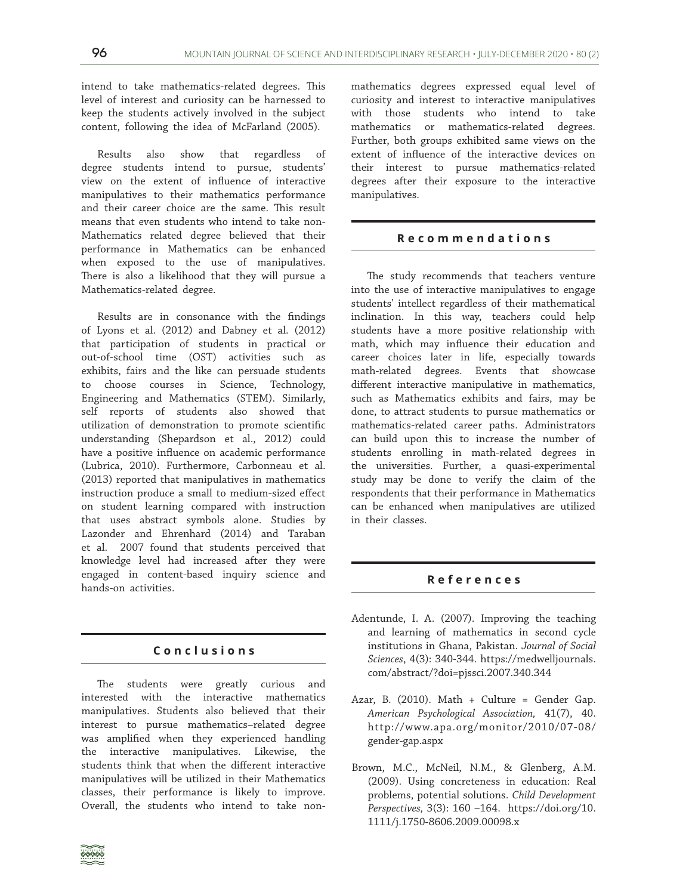intend to take mathematics-related degrees. This level of interest and curiosity can be harnessed to keep the students actively involved in the subject content, following the idea of McFarland (2005).

Results also show that regardless of degree students intend to pursue, students' view on the extent of influence of interactive manipulatives to their mathematics performance and their career choice are the same. This result means that even students who intend to take non-Mathematics related degree believed that their performance in Mathematics can be enhanced when exposed to the use of manipulatives. There is also a likelihood that they will pursue a Mathematics-related degree.

Results are in consonance with the findings of Lyons et al. (2012) and Dabney et al. (2012) that participation of students in practical or out-of-school time (OST) activities such as exhibits, fairs and the like can persuade students to choose courses in Science, Technology, Engineering and Mathematics (STEM). Similarly, self reports of students also showed that utilization of demonstration to promote scientific understanding (Shepardson et al., 2012) could have a positive influence on academic performance (Lubrica, 2010). Furthermore, Carbonneau et al. (2013) reported that manipulatives in mathematics instruction produce a small to medium-sized effect on student learning compared with instruction that uses abstract symbols alone. Studies by Lazonder and Ehrenhard (2014) and Taraban et al. 2007 found that students perceived that knowledge level had increased after they were engaged in content-based inquiry science and hands-on activities.

## Conclusions

The students were greatly curious and interested with the interactive mathematics manipulatives. Students also believed that their interest to pursue mathematics–related degree was amplified when they experienced handling the interactive manipulatives. Likewise, the students think that when the different interactive manipulatives will be utilized in their Mathematics classes, their performance is likely to improve. Overall, the students who intend to take non-mathematics degrees expressed equal level of curiosity and interest to interactive manipulatives with those students who intend to take mathematics or mathematics-related degrees. Further, both groups exhibited same views on the extent of influence of the interactive devices on their interest to pursue mathematics-related degrees after their exposure to the interactive manipulatives.

## Recommendations

The study recommends that teachers venture into the use of interactive manipulatives to engage students' intellect regardless of their mathematical inclination. In this way, teachers could help students have a more positive relationship with math, which may influence their education and career choices later in life, especially towards math-related degrees. Events that showcase different interactive manipulative in mathematics, such as Mathematics exhibits and fairs, may be done, to attract students to pursue mathematics or mathematics-related career paths. Administrators can build upon this to increase the number of students enrolling in math-related degrees in the universities. Further, a quasi-experimental study may be done to verify the claim of the respondents that their performance in Mathematics can be enhanced when manipulatives are utilized in their classes.

## References

Adentunde, I. A. (2007). Improving the teaching and learning of mathematics in second cycle institutions in Ghana, Pakistan. *Journal of Social Sciences*, 4(3): 340-344. https://medwelljournals.com/abstract/?doi=pjssci.2007.340.344

Azar, B. (2010). Math + Culture = Gender Gap. *American Psychological Association,* 41(7), 40. http://www.apa.org/monitor/2010/07-08/gender-gap.aspx

Brown, M.C., McNeil, N.M., & Glenberg, A.M. (2009). Using concreteness in education: Real problems, potential solutions. *Child Development Perspectives,* 3(3): 160 –164. https://doi.org/10.1111/j.1750-8606.2009.00098.x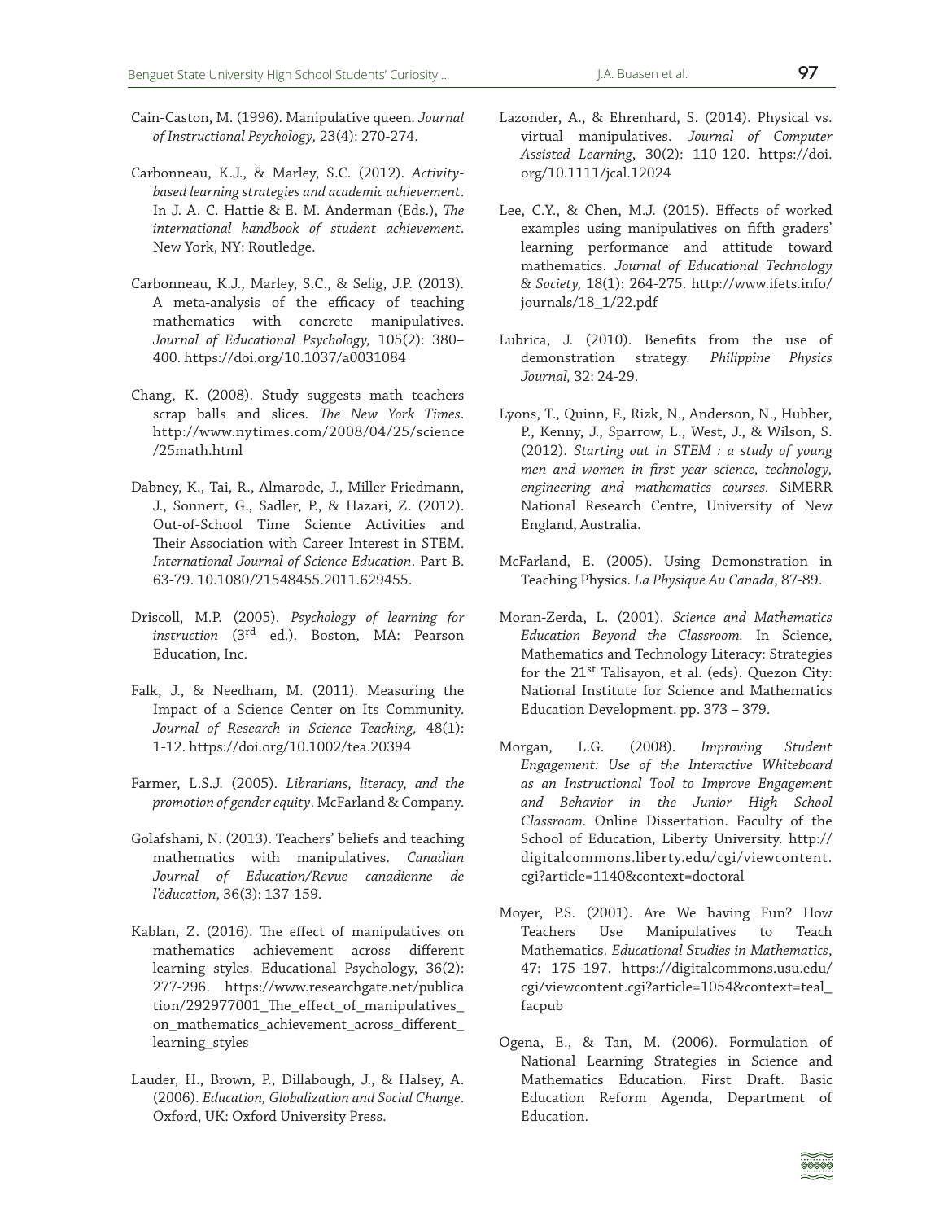Cain-Caston, M. (1996). Manipulative queen. *Journal of Instructional Psychology,* 23(4): 270-274.

Carbonneau, K.J., & Marley, S.C. (2012). *Activity-based learning strategies and academic achievement*. In J. A. C. Hattie & E. M. Anderman (Eds.), *The international handbook of student achievement*. New York, NY: Routledge.

Carbonneau, K.J., Marley, S.C., & Selig, J.P. (2013). A meta-analysis of the efficacy of teaching mathematics with concrete manipulatives. *Journal of Educational Psychology,* 105(2): 380–400. https://doi.org/10.1037/a0031084

Chang, K. (2008). Study suggests math teachers scrap balls and slices. *The New York Times*. http://www.nytimes.com/2008/04/25/science/25math.html

Dabney, K., Tai, R., Almarode, J., Miller-Friedmann, J., Sonnert, G., Sadler, P., & Hazari, Z. (2012). Out-of-School Time Science Activities and Their Association with Career Interest in STEM. *International Journal of Science Education*. Part B. 63-79. 10.1080/21548455.2011.629455.

Driscoll, M.P. (2005). *Psychology of learning for instruction* (3rd ed.). Boston, MA: Pearson Education, Inc.

Falk, J., & Needham, M. (2011). Measuring the Impact of a Science Center on Its Community. *Journal of Research in Science Teaching,* 48(1): 1-12. https://doi.org/10.1002/tea.20394

Farmer, L.S.J. (2005). *Librarians, literacy, and the promotion of gender equity*. McFarland & Company.

Golafshani, N. (2013). Teachers' beliefs and teaching mathematics with manipulatives. *Canadian Journal of Education/Revue canadienne de l'éducation*, 36(3): 137-159.

Kablan, Z. (2016). The effect of manipulatives on mathematics achievement across different learning styles. Educational Psychology, 36(2): 277-296. https://www.researchgate.net/publication/292977001_The_effect_of_manipulatives_on_mathematics_achievement_across_different_learning_styles

Lauder, H., Brown, P., Dillabough, J., & Halsey, A. (2006). *Education, Globalization and Social Change*. Oxford, UK: Oxford University Press.

Lazonder, A., & Ehrenhard, S. (2014). Physical vs. virtual manipulatives. *Journal of Computer Assisted Learning*, 30(2): 110-120. https://doi.org/10.1111/jcal.12024

Lee, C.Y., & Chen, M.J. (2015). Effects of worked examples using manipulatives on fifth graders' learning performance and attitude toward mathematics. *Journal of Educational Technology & Society,* 18(1): 264-275. http://www.ifets.info/journals/18_1/22.pdf

Lubrica, J. (2010). Benefits from the use of demonstration strategy. *Philippine Physics Journal,* 32: 24-29.

Lyons, T., Quinn, F., Rizk, N., Anderson, N., Hubber, P., Kenny, J., Sparrow, L., West, J., & Wilson, S. (2012). *Starting out in STEM : a study of young men and women in first year science, technology, engineering and mathematics courses.* SiMERR National Research Centre, University of New England, Australia.

McFarland, E. (2005). Using Demonstration in Teaching Physics. *La Physique Au Canada*, 87-89.

Moran-Zerda, L. (2001). *Science and Mathematics Education Beyond the Classroom.* In Science, Mathematics and Technology Literacy: Strategies for the 21st Talisayon, et al. (eds). Quezon City: National Institute for Science and Mathematics Education Development. pp. 373 – 379.

Morgan, L.G. (2008). *Improving Student Engagement: Use of the Interactive Whiteboard as an Instructional Tool to Improve Engagement and Behavior in the Junior High School Classroom.* Online Dissertation. Faculty of the School of Education, Liberty University. http://digitalcommons.liberty.edu/cgi/viewcontent.cgi?article=1140&context=doctoral

Moyer, P.S. (2001). Are We having Fun? How Teachers Use Manipulatives to Teach Mathematics. *Educational Studies in Mathematics*, 47: 175–197. https://digitalcommons.usu.edu/cgi/viewcontent.cgi?article=1054&context=teal_facpub

Ogena, E., & Tan, M. (2006). Formulation of National Learning Strategies in Science and Mathematics Education. First Draft. Basic Education Reform Agenda, Department of Education.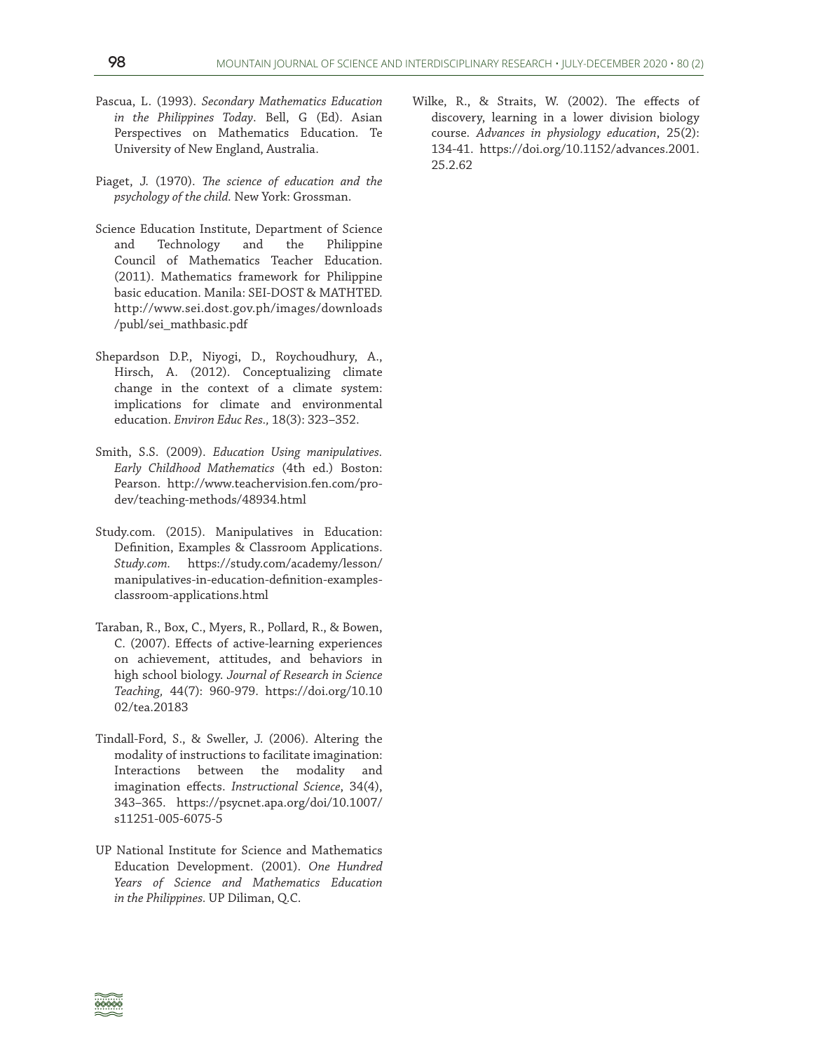Pascua, L. (1993). *Secondary Mathematics Education in the Philippines Today*. Bell, G (Ed). Asian Perspectives on Mathematics Education. Te University of New England, Australia.

Piaget, J. (1970). *The science of education and the psychology of the child.* New York: Grossman.

Science Education Institute, Department of Science and Technology and the Philippine Council of Mathematics Teacher Education. (2011). Mathematics framework for Philippine basic education. Manila: SEI-DOST & MATHTED. http://www.sei.dost.gov.ph/images/downloads/publ/sei_mathbasic.pdf

Shepardson D.P., Niyogi, D., Roychoudhury, A., Hirsch, A. (2012). Conceptualizing climate change in the context of a climate system: implications for climate and environmental education. *Environ Educ Res.,* 18(3): 323–352.

Smith, S.S. (2009). *Education Using manipulatives. Early Childhood Mathematics* (4th ed.) Boston: Pearson. http://www.teachervision.fen.com/pro-dev/teaching-methods/48934.html

Study.com. (2015). Manipulatives in Education: Definition, Examples & Classroom Applications. *Study.com.* https://study.com/academy/lesson/manipulatives-in-education-definition-examples-classroom-applications.html

Taraban, R., Box, C., Myers, R., Pollard, R., & Bowen, C. (2007). Effects of active-learning experiences on achievement, attitudes, and behaviors in high school biology. *Journal of Research in Science Teaching,* 44(7): 960-979. https://doi.org/10.1002/tea.20183

Tindall-Ford, S., & Sweller, J. (2006). Altering the modality of instructions to facilitate imagination: Interactions between the modality and imagination effects. *Instructional Science*, 34(4), 343–365. https://psycnet.apa.org/doi/10.1007/s11251-005-6075-5

UP National Institute for Science and Mathematics Education Development. (2001). *One Hundred Years of Science and Mathematics Education in the Philippines*. UP Diliman, Q.C.

Wilke, R., & Straits, W. (2002). The effects of discovery, learning in a lower division biology course. *Advances in physiology education*, 25(2): 134-41. https://doi.org/10.1152/advances.2001.25.2.62